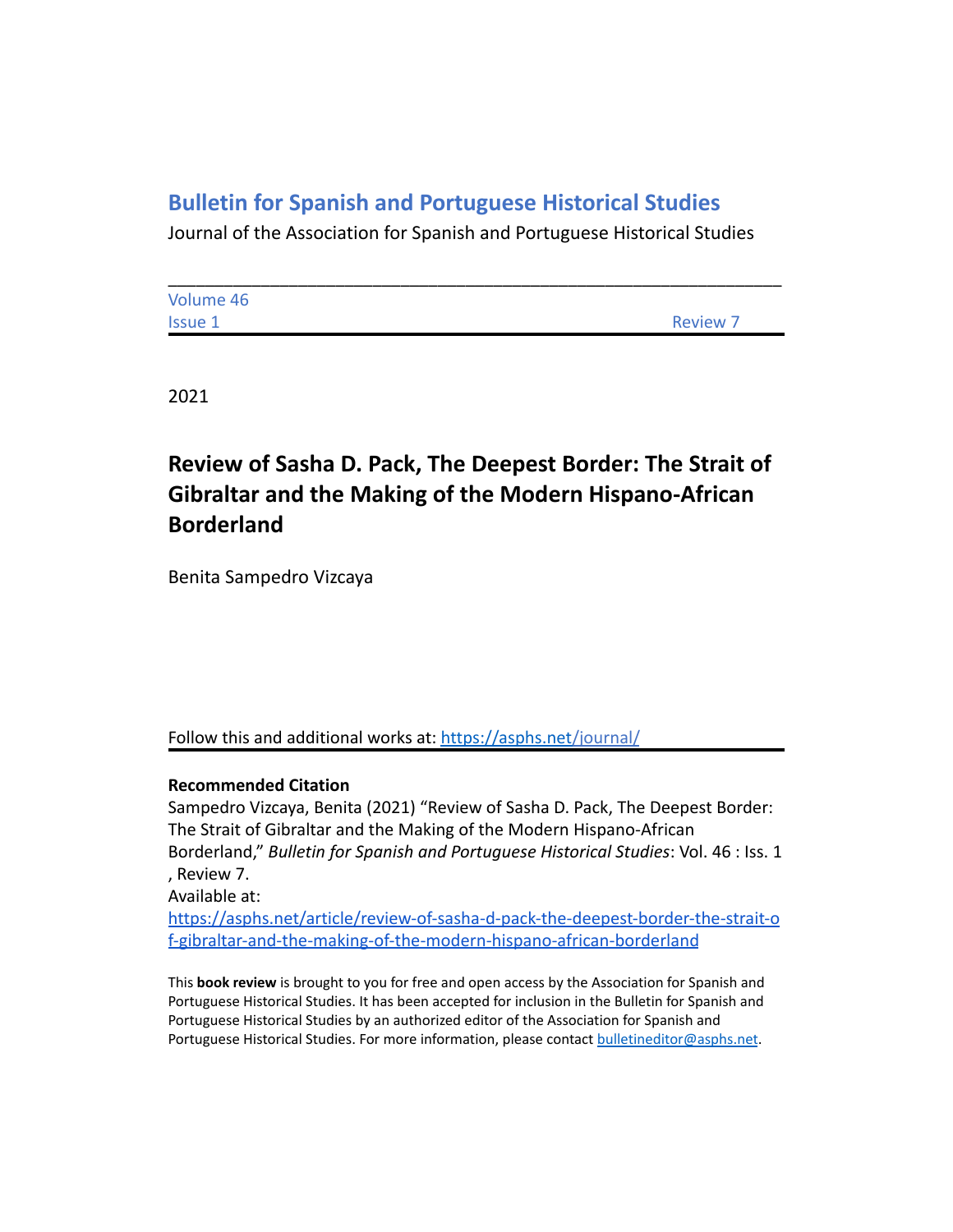# Bulletin for Spanish and Portuguese Historical Studies

Journal of the Association for Spanish and Portuguese Historical Studies

Volume 46
Issue 1 — Review 7

2021

## Review of Sasha D. Pack, The Deepest Border: The Strait of Gibraltar and the Making of the Modern Hispano-African Borderland

Benita Sampedro Vizcaya

Follow this and additional works at: https://asphs.net/journal/

**Recommended Citation**

Sampedro Vizcaya, Benita (2021) "Review of Sasha D. Pack, The Deepest Border: The Strait of Gibraltar and the Making of the Modern Hispano-African Borderland," *Bulletin for Spanish and Portuguese Historical Studies*: Vol. 46 : Iss. 1 , Review 7.

Available at: https://asphs.net/article/review-of-sasha-d-pack-the-deepest-border-the-strait-of-gibraltar-and-the-making-of-the-modern-hispano-african-borderland

This **book review** is brought to you for free and open access by the Association for Spanish and Portuguese Historical Studies. It has been accepted for inclusion in the Bulletin for Spanish and Portuguese Historical Studies by an authorized editor of the Association for Spanish and Portuguese Historical Studies. For more information, please contact bulletineditor@asphs.net.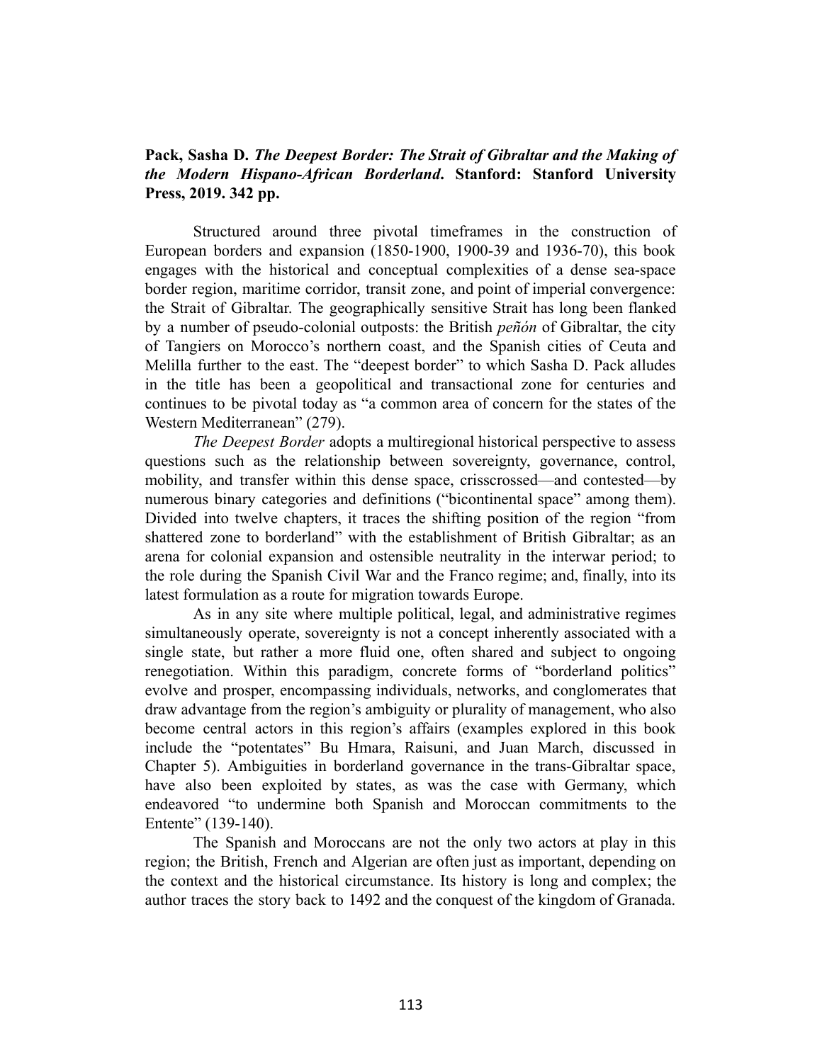**Pack, Sasha D. *The Deepest Border: The Strait of Gibraltar and the Making of the Modern Hispano-African Borderland*. Stanford: Stanford University Press, 2019. 342 pp.**

Structured around three pivotal timeframes in the construction of European borders and expansion (1850-1900, 1900-39 and 1936-70), this book engages with the historical and conceptual complexities of a dense sea-space border region, maritime corridor, transit zone, and point of imperial convergence: the Strait of Gibraltar. The geographically sensitive Strait has long been flanked by a number of pseudo-colonial outposts: the British *peñón* of Gibraltar, the city of Tangiers on Morocco's northern coast, and the Spanish cities of Ceuta and Melilla further to the east. The "deepest border" to which Sasha D. Pack alludes in the title has been a geopolitical and transactional zone for centuries and continues to be pivotal today as "a common area of concern for the states of the Western Mediterranean" (279).

*The Deepest Border* adopts a multiregional historical perspective to assess questions such as the relationship between sovereignty, governance, control, mobility, and transfer within this dense space, crisscrossed—and contested—by numerous binary categories and definitions ("bicontinental space" among them). Divided into twelve chapters, it traces the shifting position of the region "from shattered zone to borderland" with the establishment of British Gibraltar; as an arena for colonial expansion and ostensible neutrality in the interwar period; to the role during the Spanish Civil War and the Franco regime; and, finally, into its latest formulation as a route for migration towards Europe.

As in any site where multiple political, legal, and administrative regimes simultaneously operate, sovereignty is not a concept inherently associated with a single state, but rather a more fluid one, often shared and subject to ongoing renegotiation. Within this paradigm, concrete forms of "borderland politics" evolve and prosper, encompassing individuals, networks, and conglomerates that draw advantage from the region's ambiguity or plurality of management, who also become central actors in this region's affairs (examples explored in this book include the "potentates" Bu Hmara, Raisuni, and Juan March, discussed in Chapter 5). Ambiguities in borderland governance in the trans-Gibraltar space, have also been exploited by states, as was the case with Germany, which endeavored "to undermine both Spanish and Moroccan commitments to the Entente" (139-140).

The Spanish and Moroccans are not the only two actors at play in this region; the British, French and Algerian are often just as important, depending on the context and the historical circumstance. Its history is long and complex; the author traces the story back to 1492 and the conquest of the kingdom of Granada.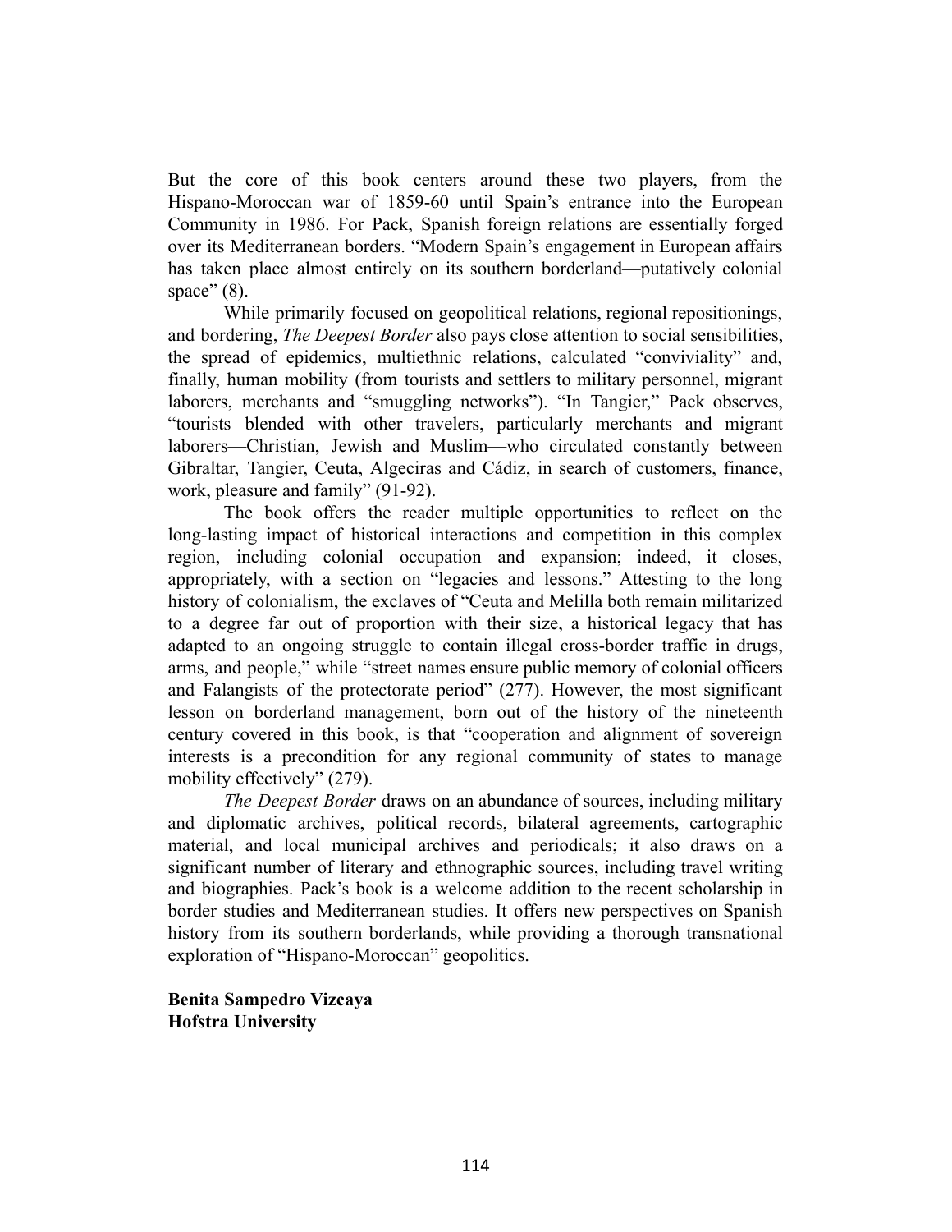But the core of this book centers around these two players, from the Hispano-Moroccan war of 1859-60 until Spain's entrance into the European Community in 1986. For Pack, Spanish foreign relations are essentially forged over its Mediterranean borders. "Modern Spain's engagement in European affairs has taken place almost entirely on its southern borderland—putatively colonial space" (8).

While primarily focused on geopolitical relations, regional repositionings, and bordering, *The Deepest Border* also pays close attention to social sensibilities, the spread of epidemics, multiethnic relations, calculated "conviviality" and, finally, human mobility (from tourists and settlers to military personnel, migrant laborers, merchants and "smuggling networks"). "In Tangier," Pack observes, "tourists blended with other travelers, particularly merchants and migrant laborers—Christian, Jewish and Muslim—who circulated constantly between Gibraltar, Tangier, Ceuta, Algeciras and Cádiz, in search of customers, finance, work, pleasure and family" (91-92).

The book offers the reader multiple opportunities to reflect on the long-lasting impact of historical interactions and competition in this complex region, including colonial occupation and expansion; indeed, it closes, appropriately, with a section on "legacies and lessons." Attesting to the long history of colonialism, the exclaves of "Ceuta and Melilla both remain militarized to a degree far out of proportion with their size, a historical legacy that has adapted to an ongoing struggle to contain illegal cross-border traffic in drugs, arms, and people," while "street names ensure public memory of colonial officers and Falangists of the protectorate period" (277). However, the most significant lesson on borderland management, born out of the history of the nineteenth century covered in this book, is that "cooperation and alignment of sovereign interests is a precondition for any regional community of states to manage mobility effectively" (279).

*The Deepest Border* draws on an abundance of sources, including military and diplomatic archives, political records, bilateral agreements, cartographic material, and local municipal archives and periodicals; it also draws on a significant number of literary and ethnographic sources, including travel writing and biographies. Pack's book is a welcome addition to the recent scholarship in border studies and Mediterranean studies. It offers new perspectives on Spanish history from its southern borderlands, while providing a thorough transnational exploration of "Hispano-Moroccan" geopolitics.

**Benita Sampedro Vizcaya**
**Hofstra University**